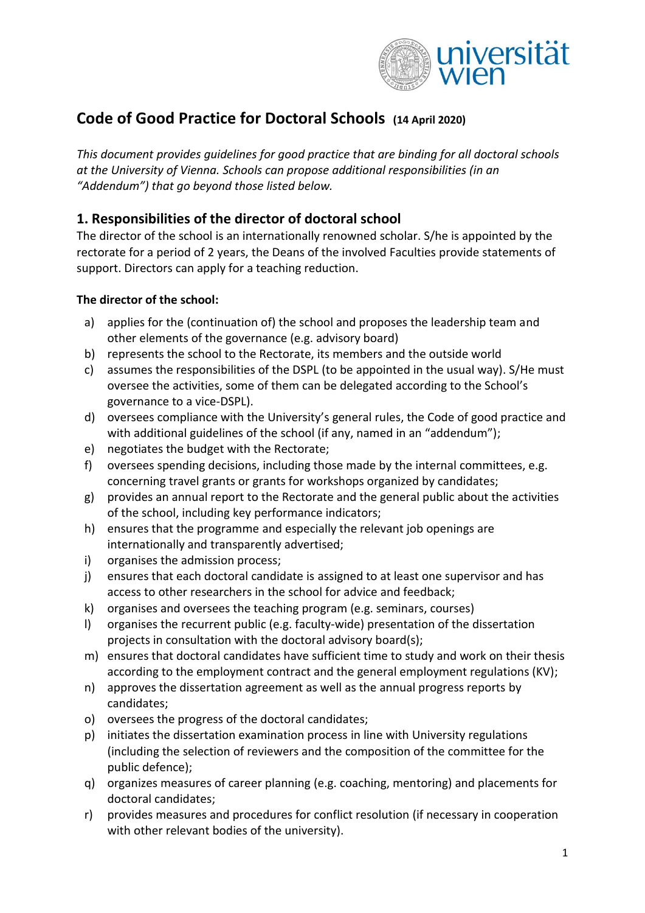# Code of Good Practice for Doctoral Schools (14 April 2020)

*This document provides guidelines for good practice that are binding for all doctoral schools at the University of Vienna. Schools can propose additional responsibilities (in an "Addendum") that go beyond those listed below.*

## 1. Responsibilities of the director of doctoral school

The director of the school is an internationally renowned scholar. S/he is appointed by the rectorate for a period of 2 years, the Deans of the involved Faculties provide statements of support. Directors can apply for a teaching reduction.

**The director of the school:**

a) applies for the (continuation of) the school and proposes the leadership team and other elements of the governance (e.g. advisory board)
b) represents the school to the Rectorate, its members and the outside world
c) assumes the responsibilities of the DSPL (to be appointed in the usual way). S/He must oversee the activities, some of them can be delegated according to the School's governance to a vice-DSPL).
d) oversees compliance with the University's general rules, the Code of good practice and with additional guidelines of the school (if any, named in an "addendum");
e) negotiates the budget with the Rectorate;
f) oversees spending decisions, including those made by the internal committees, e.g. concerning travel grants or grants for workshops organized by candidates;
g) provides an annual report to the Rectorate and the general public about the activities of the school, including key performance indicators;
h) ensures that the programme and especially the relevant job openings are internationally and transparently advertised;
i) organises the admission process;
j) ensures that each doctoral candidate is assigned to at least one supervisor and has access to other researchers in the school for advice and feedback;
k) organises and oversees the teaching program (e.g. seminars, courses)
l) organises the recurrent public (e.g. faculty-wide) presentation of the dissertation projects in consultation with the doctoral advisory board(s);
m) ensures that doctoral candidates have sufficient time to study and work on their thesis according to the employment contract and the general employment regulations (KV);
n) approves the dissertation agreement as well as the annual progress reports by candidates;
o) oversees the progress of the doctoral candidates;
p) initiates the dissertation examination process in line with University regulations (including the selection of reviewers and the composition of the committee for the public defence);
q) organizes measures of career planning (e.g. coaching, mentoring) and placements for doctoral candidates;
r) provides measures and procedures for conflict resolution (if necessary in cooperation with other relevant bodies of the university).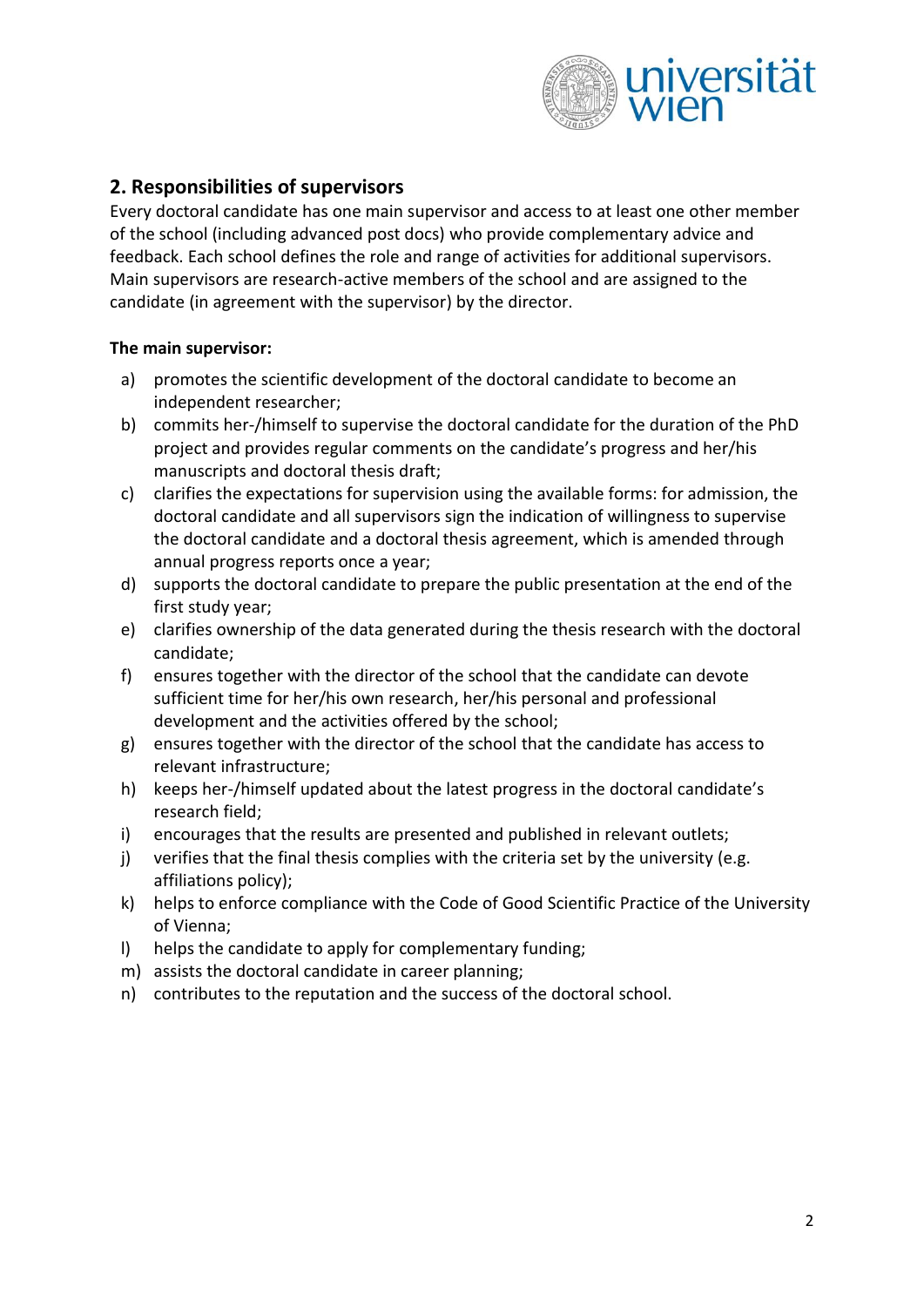## 2. Responsibilities of supervisors

Every doctoral candidate has one main supervisor and access to at least one other member of the school (including advanced post docs) who provide complementary advice and feedback. Each school defines the role and range of activities for additional supervisors. Main supervisors are research-active members of the school and are assigned to the candidate (in agreement with the supervisor) by the director.

**The main supervisor:**

a) promotes the scientific development of the doctoral candidate to become an independent researcher;
b) commits her-/himself to supervise the doctoral candidate for the duration of the PhD project and provides regular comments on the candidate's progress and her/his manuscripts and doctoral thesis draft;
c) clarifies the expectations for supervision using the available forms: for admission, the doctoral candidate and all supervisors sign the indication of willingness to supervise the doctoral candidate and a doctoral thesis agreement, which is amended through annual progress reports once a year;
d) supports the doctoral candidate to prepare the public presentation at the end of the first study year;
e) clarifies ownership of the data generated during the thesis research with the doctoral candidate;
f) ensures together with the director of the school that the candidate can devote sufficient time for her/his own research, her/his personal and professional development and the activities offered by the school;
g) ensures together with the director of the school that the candidate has access to relevant infrastructure;
h) keeps her-/himself updated about the latest progress in the doctoral candidate's research field;
i) encourages that the results are presented and published in relevant outlets;
j) verifies that the final thesis complies with the criteria set by the university (e.g. affiliations policy);
k) helps to enforce compliance with the Code of Good Scientific Practice of the University of Vienna;
l) helps the candidate to apply for complementary funding;
m) assists the doctoral candidate in career planning;
n) contributes to the reputation and the success of the doctoral school.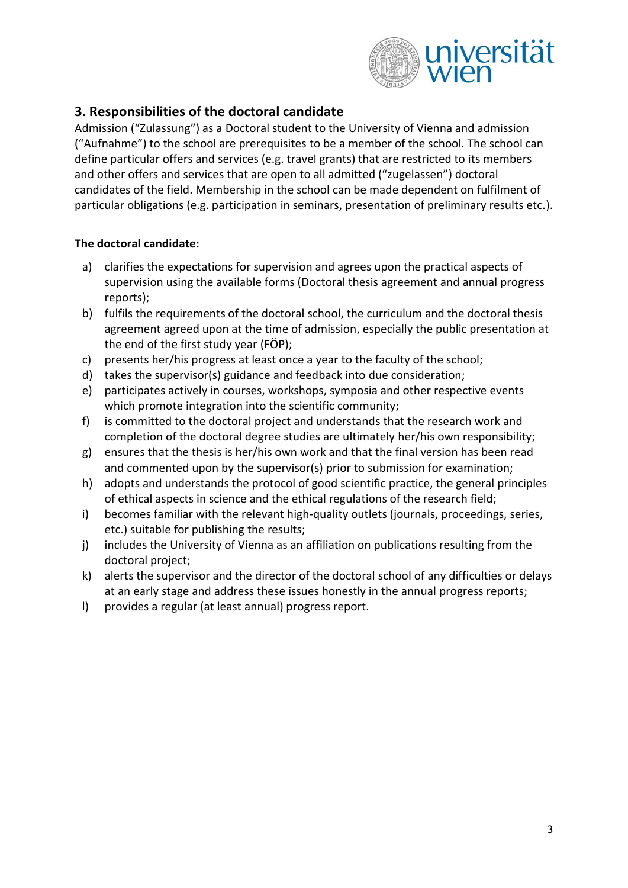## 3. Responsibilities of the doctoral candidate

Admission ("Zulassung") as a Doctoral student to the University of Vienna and admission ("Aufnahme") to the school are prerequisites to be a member of the school. The school can define particular offers and services (e.g. travel grants) that are restricted to its members and other offers and services that are open to all admitted ("zugelassen") doctoral candidates of the field. Membership in the school can be made dependent on fulfilment of particular obligations (e.g. participation in seminars, presentation of preliminary results etc.).

**The doctoral candidate:**

a) clarifies the expectations for supervision and agrees upon the practical aspects of supervision using the available forms (Doctoral thesis agreement and annual progress reports);
b) fulfils the requirements of the doctoral school, the curriculum and the doctoral thesis agreement agreed upon at the time of admission, especially the public presentation at the end of the first study year (FÖP);
c) presents her/his progress at least once a year to the faculty of the school;
d) takes the supervisor(s) guidance and feedback into due consideration;
e) participates actively in courses, workshops, symposia and other respective events which promote integration into the scientific community;
f) is committed to the doctoral project and understands that the research work and completion of the doctoral degree studies are ultimately her/his own responsibility;
g) ensures that the thesis is her/his own work and that the final version has been read and commented upon by the supervisor(s) prior to submission for examination;
h) adopts and understands the protocol of good scientific practice, the general principles of ethical aspects in science and the ethical regulations of the research field;
i) becomes familiar with the relevant high-quality outlets (journals, proceedings, series, etc.) suitable for publishing the results;
j) includes the University of Vienna as an affiliation on publications resulting from the doctoral project;
k) alerts the supervisor and the director of the doctoral school of any difficulties or delays at an early stage and address these issues honestly in the annual progress reports;
l) provides a regular (at least annual) progress report.